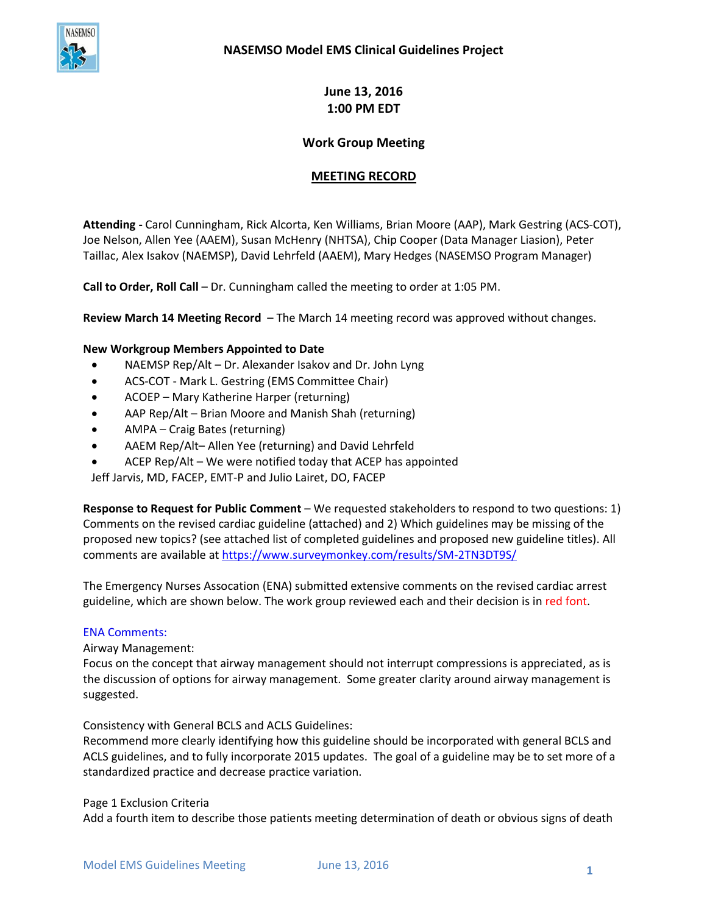# NASEMSO Model EMS Clinical Guidelines Project

**June 13, 2016**
**1:00 PM EDT**

**Work Group Meeting**

**MEETING RECORD**

**Attending -** Carol Cunningham, Rick Alcorta, Ken Williams, Brian Moore (AAP), Mark Gestring (ACS-COT), Joe Nelson, Allen Yee (AAEM), Susan McHenry (NHTSA), Chip Cooper (Data Manager Liasion), Peter Taillac, Alex Isakov (NAEMSP), David Lehrfeld (AAEM), Mary Hedges (NASEMSO Program Manager)

**Call to Order, Roll Call** – Dr. Cunningham called the meeting to order at 1:05 PM.

**Review March 14 Meeting Record** – The March 14 meeting record was approved without changes.

**New Workgroup Members Appointed to Date**

- NAEMSP Rep/Alt – Dr. Alexander Isakov and Dr. John Lyng
- ACS-COT - Mark L. Gestring (EMS Committee Chair)
- ACOEP – Mary Katherine Harper (returning)
- AAP Rep/Alt – Brian Moore and Manish Shah (returning)
- AMPA – Craig Bates (returning)
- AAEM Rep/Alt– Allen Yee (returning) and David Lehrfeld
- ACEP Rep/Alt – We were notified today that ACEP has appointed

Jeff Jarvis, MD, FACEP, EMT-P and Julio Lairet, DO, FACEP

**Response to Request for Public Comment** – We requested stakeholders to respond to two questions: 1) Comments on the revised cardiac guideline (attached) and 2) Which guidelines may be missing of the proposed new topics? (see attached list of completed guidelines and proposed new guideline titles). All comments are available at https://www.surveymonkey.com/results/SM-2TN3DT9S/

The Emergency Nurses Assocation (ENA) submitted extensive comments on the revised cardiac arrest guideline, which are shown below. The work group reviewed each and their decision is in red font.

ENA Comments:

Airway Management:
Focus on the concept that airway management should not interrupt compressions is appreciated, as is the discussion of options for airway management. Some greater clarity around airway management is suggested.

Consistency with General BCLS and ACLS Guidelines:
Recommend more clearly identifying how this guideline should be incorporated with general BCLS and ACLS guidelines, and to fully incorporate 2015 updates. The goal of a guideline may be to set more of a standardized practice and decrease practice variation.

Page 1 Exclusion Criteria
Add a fourth item to describe those patients meeting determination of death or obvious signs of death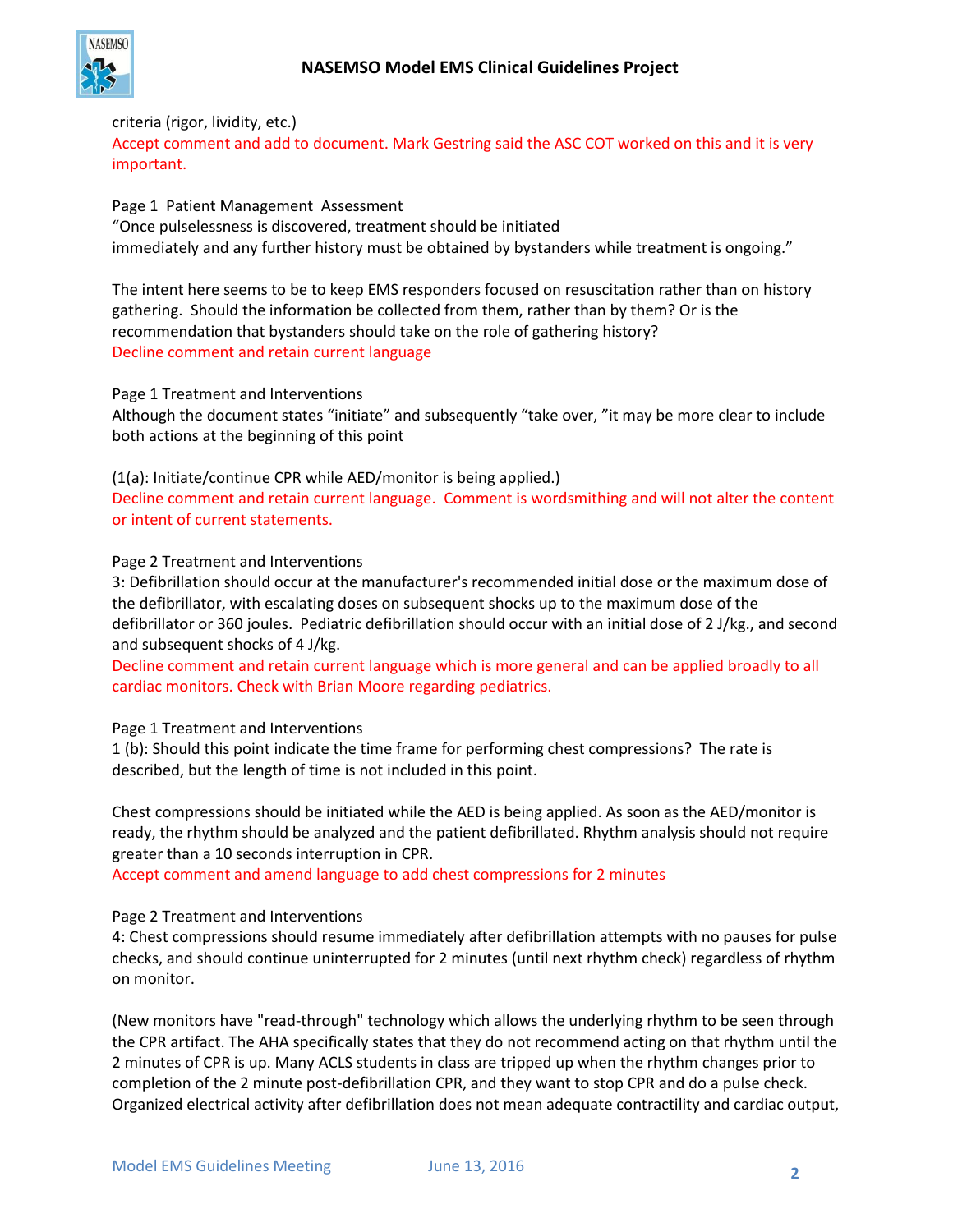criteria (rigor, lividity, etc.)

Accept comment and add to document. Mark Gestring said the ASC COT worked on this and it is very important.

Page 1 Patient Management Assessment

"Once pulselessness is discovered, treatment should be initiated immediately and any further history must be obtained by bystanders while treatment is ongoing."

The intent here seems to be to keep EMS responders focused on resuscitation rather than on history gathering. Should the information be collected from them, rather than by them? Or is the recommendation that bystanders should take on the role of gathering history?

Decline comment and retain current language

Page 1 Treatment and Interventions

Although the document states "initiate" and subsequently "take over, "it may be more clear to include both actions at the beginning of this point

(1(a): Initiate/continue CPR while AED/monitor is being applied.)

Decline comment and retain current language. Comment is wordsmithing and will not alter the content or intent of current statements.

Page 2 Treatment and Interventions

3: Defibrillation should occur at the manufacturer's recommended initial dose or the maximum dose of the defibrillator, with escalating doses on subsequent shocks up to the maximum dose of the defibrillator or 360 joules. Pediatric defibrillation should occur with an initial dose of 2 J/kg., and second and subsequent shocks of 4 J/kg.

Decline comment and retain current language which is more general and can be applied broadly to all cardiac monitors. Check with Brian Moore regarding pediatrics.

Page 1 Treatment and Interventions

1 (b): Should this point indicate the time frame for performing chest compressions? The rate is described, but the length of time is not included in this point.

Chest compressions should be initiated while the AED is being applied. As soon as the AED/monitor is ready, the rhythm should be analyzed and the patient defibrillated. Rhythm analysis should not require greater than a 10 seconds interruption in CPR.

Accept comment and amend language to add chest compressions for 2 minutes

Page 2 Treatment and Interventions

4: Chest compressions should resume immediately after defibrillation attempts with no pauses for pulse checks, and should continue uninterrupted for 2 minutes (until next rhythm check) regardless of rhythm on monitor.

(New monitors have "read-through" technology which allows the underlying rhythm to be seen through the CPR artifact. The AHA specifically states that they do not recommend acting on that rhythm until the 2 minutes of CPR is up. Many ACLS students in class are tripped up when the rhythm changes prior to completion of the 2 minute post-defibrillation CPR, and they want to stop CPR and do a pulse check. Organized electrical activity after defibrillation does not mean adequate contractility and cardiac output,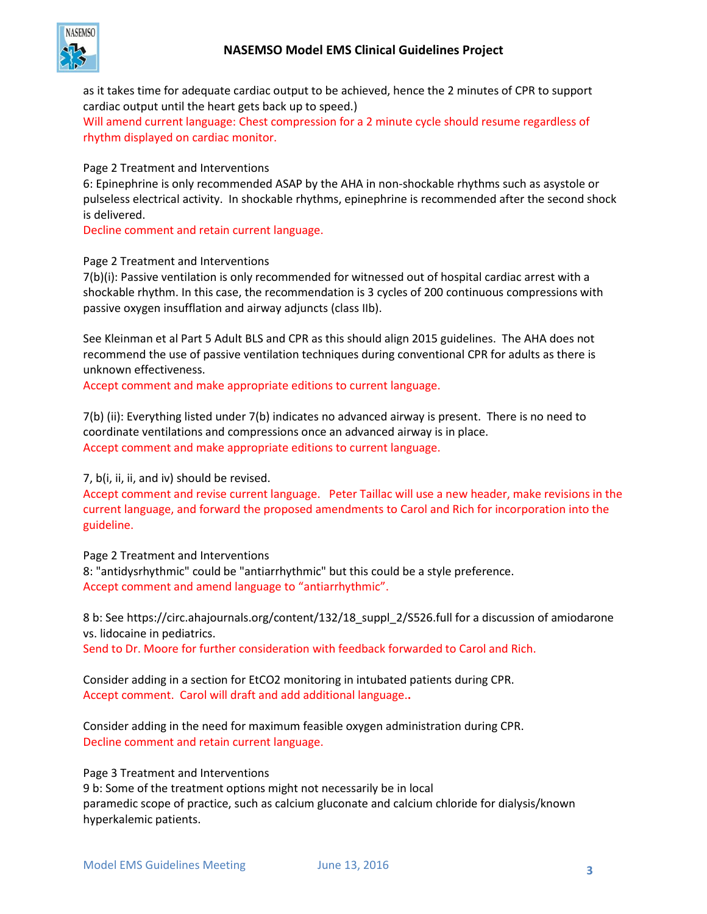as it takes time for adequate cardiac output to be achieved, hence the 2 minutes of CPR to support cardiac output until the heart gets back up to speed.)

Will amend current language: Chest compression for a 2 minute cycle should resume regardless of rhythm displayed on cardiac monitor.

Page 2 Treatment and Interventions

6: Epinephrine is only recommended ASAP by the AHA in non-shockable rhythms such as asystole or pulseless electrical activity. In shockable rhythms, epinephrine is recommended after the second shock is delivered.

Decline comment and retain current language.

Page 2 Treatment and Interventions

7(b)(i): Passive ventilation is only recommended for witnessed out of hospital cardiac arrest with a shockable rhythm. In this case, the recommendation is 3 cycles of 200 continuous compressions with passive oxygen insufflation and airway adjuncts (class IIb).

See Kleinman et al Part 5 Adult BLS and CPR as this should align 2015 guidelines. The AHA does not recommend the use of passive ventilation techniques during conventional CPR for adults as there is unknown effectiveness.

Accept comment and make appropriate editions to current language.

7(b) (ii): Everything listed under 7(b) indicates no advanced airway is present. There is no need to coordinate ventilations and compressions once an advanced airway is in place.

Accept comment and make appropriate editions to current language.

7, b(i, ii, ii, and iv) should be revised.

Accept comment and revise current language. Peter Taillac will use a new header, make revisions in the current language, and forward the proposed amendments to Carol and Rich for incorporation into the guideline.

Page 2 Treatment and Interventions

8: "antidysrhythmic" could be "antiarrhythmic" but this could be a style preference.

Accept comment and amend language to "antiarrhythmic".

8 b: See https://circ.ahajournals.org/content/132/18_suppl_2/S526.full for a discussion of amiodarone vs. lidocaine in pediatrics.

Send to Dr. Moore for further consideration with feedback forwarded to Carol and Rich.

Consider adding in a section for EtCO2 monitoring in intubated patients during CPR.

Accept comment. Carol will draft and add additional language..

Consider adding in the need for maximum feasible oxygen administration during CPR.

Decline comment and retain current language.

Page 3 Treatment and Interventions

9 b: Some of the treatment options might not necessarily be in local paramedic scope of practice, such as calcium gluconate and calcium chloride for dialysis/known hyperkalemic patients.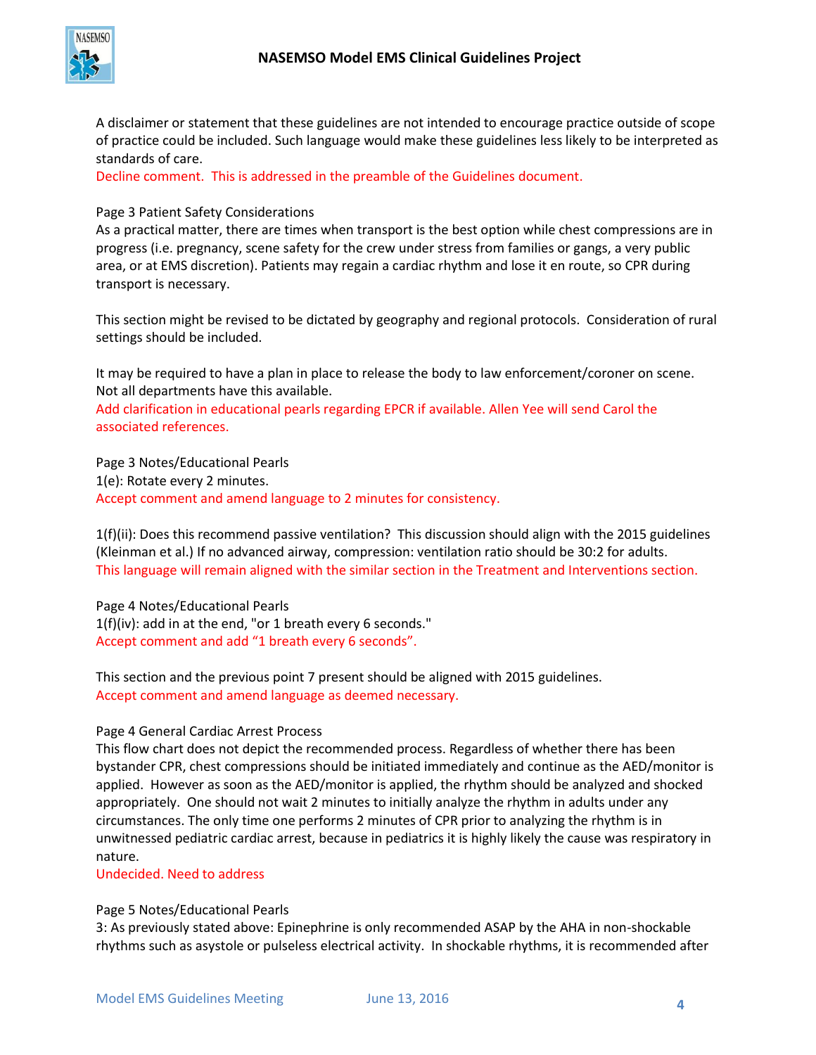A disclaimer or statement that these guidelines are not intended to encourage practice outside of scope of practice could be included. Such language would make these guidelines less likely to be interpreted as standards of care.

Decline comment. This is addressed in the preamble of the Guidelines document.

Page 3 Patient Safety Considerations

As a practical matter, there are times when transport is the best option while chest compressions are in progress (i.e. pregnancy, scene safety for the crew under stress from families or gangs, a very public area, or at EMS discretion). Patients may regain a cardiac rhythm and lose it en route, so CPR during transport is necessary.

This section might be revised to be dictated by geography and regional protocols. Consideration of rural settings should be included.

It may be required to have a plan in place to release the body to law enforcement/coroner on scene. Not all departments have this available.

Add clarification in educational pearls regarding EPCR if available. Allen Yee will send Carol the associated references.

Page 3 Notes/Educational Pearls

1(e): Rotate every 2 minutes.

Accept comment and amend language to 2 minutes for consistency.

1(f)(ii): Does this recommend passive ventilation? This discussion should align with the 2015 guidelines (Kleinman et al.) If no advanced airway, compression: ventilation ratio should be 30:2 for adults.

This language will remain aligned with the similar section in the Treatment and Interventions section.

Page 4 Notes/Educational Pearls

1(f)(iv): add in at the end, "or 1 breath every 6 seconds."

Accept comment and add "1 breath every 6 seconds".

This section and the previous point 7 present should be aligned with 2015 guidelines.

Accept comment and amend language as deemed necessary.

Page 4 General Cardiac Arrest Process

This flow chart does not depict the recommended process. Regardless of whether there has been bystander CPR, chest compressions should be initiated immediately and continue as the AED/monitor is applied. However as soon as the AED/monitor is applied, the rhythm should be analyzed and shocked appropriately. One should not wait 2 minutes to initially analyze the rhythm in adults under any circumstances. The only time one performs 2 minutes of CPR prior to analyzing the rhythm is in unwitnessed pediatric cardiac arrest, because in pediatrics it is highly likely the cause was respiratory in nature.

Undecided. Need to address

Page 5 Notes/Educational Pearls

3: As previously stated above: Epinephrine is only recommended ASAP by the AHA in non-shockable rhythms such as asystole or pulseless electrical activity. In shockable rhythms, it is recommended after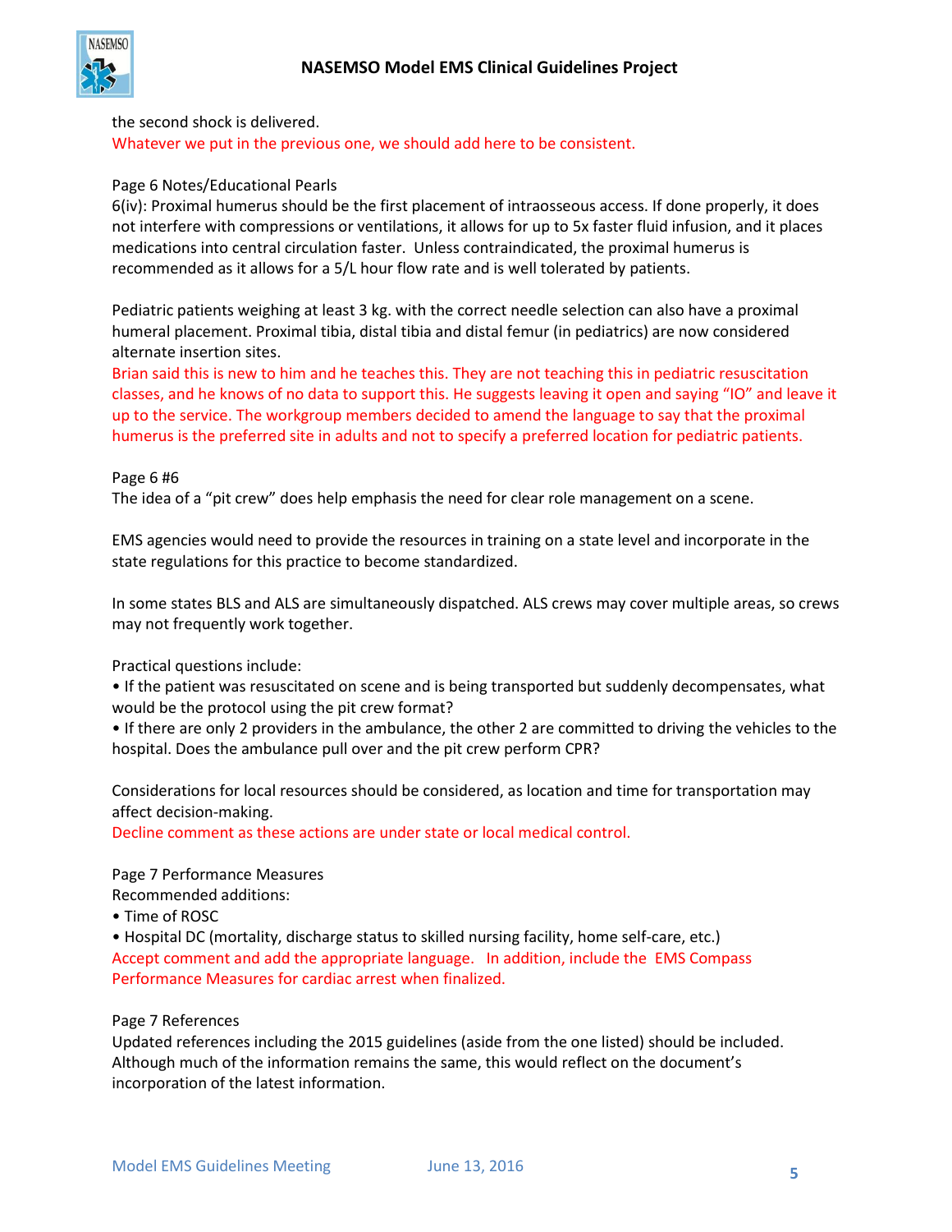the second shock is delivered.

Whatever we put in the previous one, we should add here to be consistent.

Page 6 Notes/Educational Pearls

6(iv): Proximal humerus should be the first placement of intraosseous access. If done properly, it does not interfere with compressions or ventilations, it allows for up to 5x faster fluid infusion, and it places medications into central circulation faster. Unless contraindicated, the proximal humerus is recommended as it allows for a 5/L hour flow rate and is well tolerated by patients.

Pediatric patients weighing at least 3 kg. with the correct needle selection can also have a proximal humeral placement. Proximal tibia, distal tibia and distal femur (in pediatrics) are now considered alternate insertion sites.

Brian said this is new to him and he teaches this. They are not teaching this in pediatric resuscitation classes, and he knows of no data to support this. He suggests leaving it open and saying "IO" and leave it up to the service. The workgroup members decided to amend the language to say that the proximal humerus is the preferred site in adults and not to specify a preferred location for pediatric patients.

Page 6 #6

The idea of a "pit crew" does help emphasis the need for clear role management on a scene.

EMS agencies would need to provide the resources in training on a state level and incorporate in the state regulations for this practice to become standardized.

In some states BLS and ALS are simultaneously dispatched. ALS crews may cover multiple areas, so crews may not frequently work together.

Practical questions include:

- If the patient was resuscitated on scene and is being transported but suddenly decompensates, what would be the protocol using the pit crew format?
- If there are only 2 providers in the ambulance, the other 2 are committed to driving the vehicles to the hospital. Does the ambulance pull over and the pit crew perform CPR?

Considerations for local resources should be considered, as location and time for transportation may affect decision-making.

Decline comment as these actions are under state or local medical control.

Page 7 Performance Measures

Recommended additions:

- Time of ROSC
- Hospital DC (mortality, discharge status to skilled nursing facility, home self-care, etc.)

Accept comment and add the appropriate language. In addition, include the EMS Compass Performance Measures for cardiac arrest when finalized.

Page 7 References

Updated references including the 2015 guidelines (aside from the one listed) should be included. Although much of the information remains the same, this would reflect on the document's incorporation of the latest information.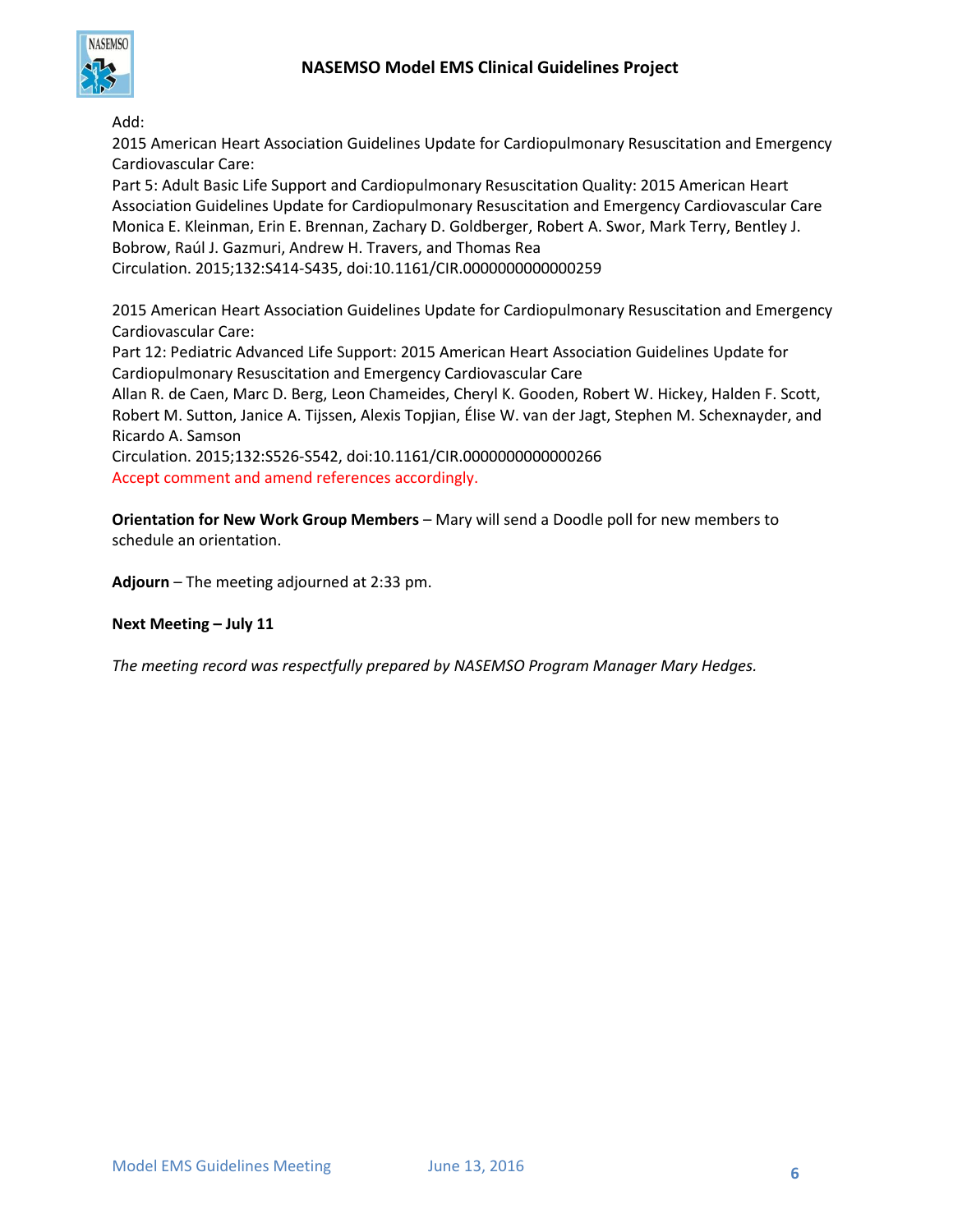Add:
2015 American Heart Association Guidelines Update for Cardiopulmonary Resuscitation and Emergency Cardiovascular Care:
Part 5: Adult Basic Life Support and Cardiopulmonary Resuscitation Quality: 2015 American Heart Association Guidelines Update for Cardiopulmonary Resuscitation and Emergency Cardiovascular Care
Monica E. Kleinman, Erin E. Brennan, Zachary D. Goldberger, Robert A. Swor, Mark Terry, Bentley J. Bobrow, Raúl J. Gazmuri, Andrew H. Travers, and Thomas Rea
Circulation. 2015;132:S414-S435, doi:10.1161/CIR.0000000000000259

2015 American Heart Association Guidelines Update for Cardiopulmonary Resuscitation and Emergency Cardiovascular Care:
Part 12: Pediatric Advanced Life Support: 2015 American Heart Association Guidelines Update for Cardiopulmonary Resuscitation and Emergency Cardiovascular Care
Allan R. de Caen, Marc D. Berg, Leon Chameides, Cheryl K. Gooden, Robert W. Hickey, Halden F. Scott, Robert M. Sutton, Janice A. Tijssen, Alexis Topjian, Élise W. van der Jagt, Stephen M. Schexnayder, and Ricardo A. Samson
Circulation. 2015;132:S526-S542, doi:10.1161/CIR.0000000000000266
Accept comment and amend references accordingly.

**Orientation for New Work Group Members** – Mary will send a Doodle poll for new members to schedule an orientation.

**Adjourn** – The meeting adjourned at 2:33 pm.

**Next Meeting – July 11**

*The meeting record was respectfully prepared by NASEMSO Program Manager Mary Hedges.*